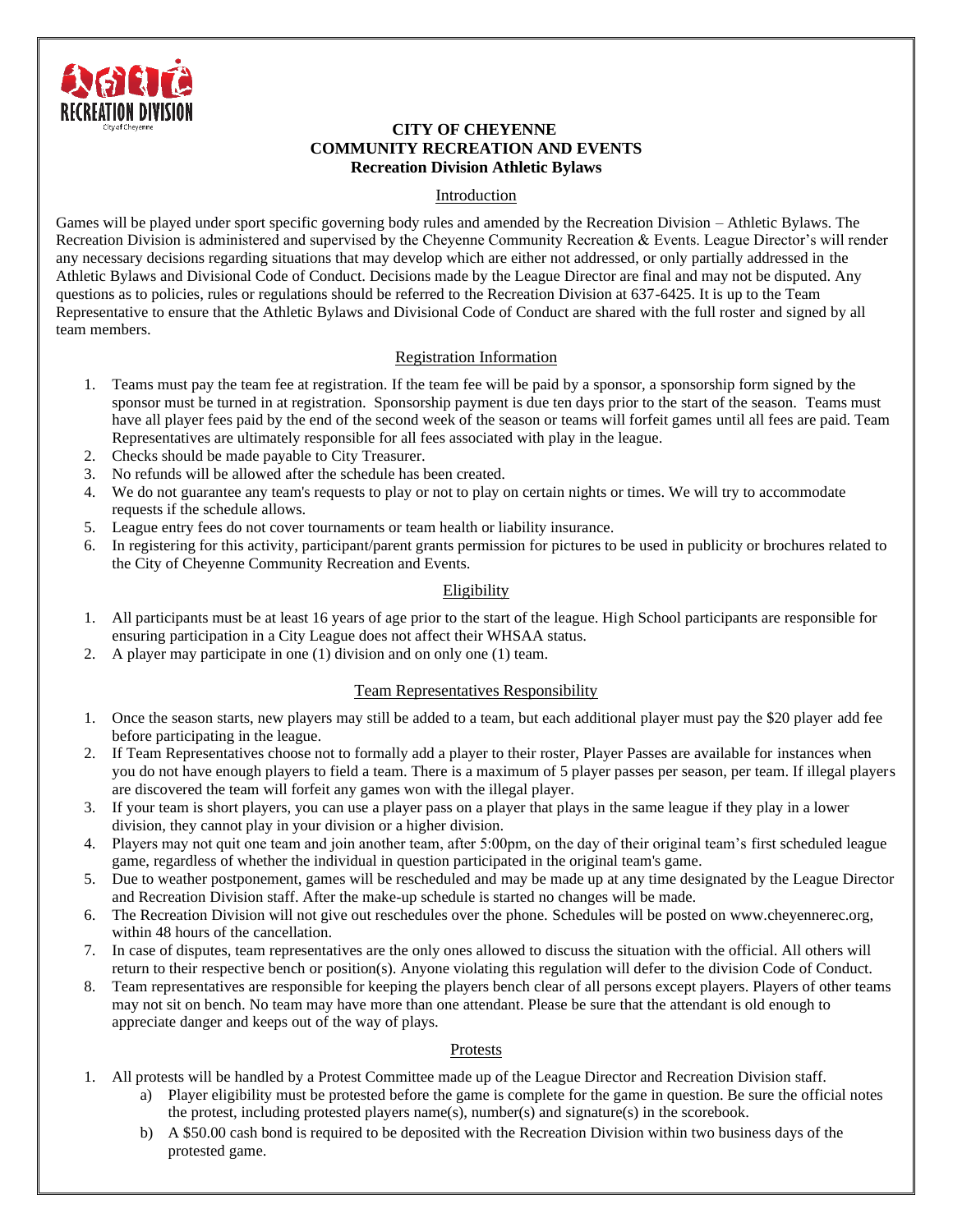**CITY OF CHEYENNE**
**COMMUNITY RECREATION AND EVENTS**
**Recreation Division Athletic Bylaws**

## Introduction

Games will be played under sport specific governing body rules and amended by the Recreation Division – Athletic Bylaws. The Recreation Division is administered and supervised by the Cheyenne Community Recreation & Events. League Director's will render any necessary decisions regarding situations that may develop which are either not addressed, or only partially addressed in the Athletic Bylaws and Divisional Code of Conduct. Decisions made by the League Director are final and may not be disputed. Any questions as to policies, rules or regulations should be referred to the Recreation Division at 637-6425. It is up to the Team Representative to ensure that the Athletic Bylaws and Divisional Code of Conduct are shared with the full roster and signed by all team members.

## Registration Information

1. Teams must pay the team fee at registration. If the team fee will be paid by a sponsor, a sponsorship form signed by the sponsor must be turned in at registration. Sponsorship payment is due ten days prior to the start of the season. Teams must have all player fees paid by the end of the second week of the season or teams will forfeit games until all fees are paid. Team Representatives are ultimately responsible for all fees associated with play in the league.
2. Checks should be made payable to City Treasurer.
3. No refunds will be allowed after the schedule has been created.
4. We do not guarantee any team's requests to play or not to play on certain nights or times. We will try to accommodate requests if the schedule allows.
5. League entry fees do not cover tournaments or team health or liability insurance.
6. In registering for this activity, participant/parent grants permission for pictures to be used in publicity or brochures related to the City of Cheyenne Community Recreation and Events.

## Eligibility

1. All participants must be at least 16 years of age prior to the start of the league. High School participants are responsible for ensuring participation in a City League does not affect their WHSAA status.
2. A player may participate in one (1) division and on only one (1) team.

## Team Representatives Responsibility

1. Once the season starts, new players may still be added to a team, but each additional player must pay the $20 player add fee before participating in the league.
2. If Team Representatives choose not to formally add a player to their roster, Player Passes are available for instances when you do not have enough players to field a team. There is a maximum of 5 player passes per season, per team. If illegal players are discovered the team will forfeit any games won with the illegal player.
3. If your team is short players, you can use a player pass on a player that plays in the same league if they play in a lower division, they cannot play in your division or a higher division.
4. Players may not quit one team and join another team, after 5:00pm, on the day of their original team's first scheduled league game, regardless of whether the individual in question participated in the original team's game.
5. Due to weather postponement, games will be rescheduled and may be made up at any time designated by the League Director and Recreation Division staff. After the make-up schedule is started no changes will be made.
6. The Recreation Division will not give out reschedules over the phone. Schedules will be posted on www.cheyennerec.org, within 48 hours of the cancellation.
7. In case of disputes, team representatives are the only ones allowed to discuss the situation with the official. All others will return to their respective bench or position(s). Anyone violating this regulation will defer to the division Code of Conduct.
8. Team representatives are responsible for keeping the players bench clear of all persons except players. Players of other teams may not sit on bench. No team may have more than one attendant. Please be sure that the attendant is old enough to appreciate danger and keeps out of the way of plays.

## Protests

1. All protests will be handled by a Protest Committee made up of the League Director and Recreation Division staff.
   a) Player eligibility must be protested before the game is complete for the game in question. Be sure the official notes the protest, including protested players name(s), number(s) and signature(s) in the scorebook.
   b) A $50.00 cash bond is required to be deposited with the Recreation Division within two business days of the protested game.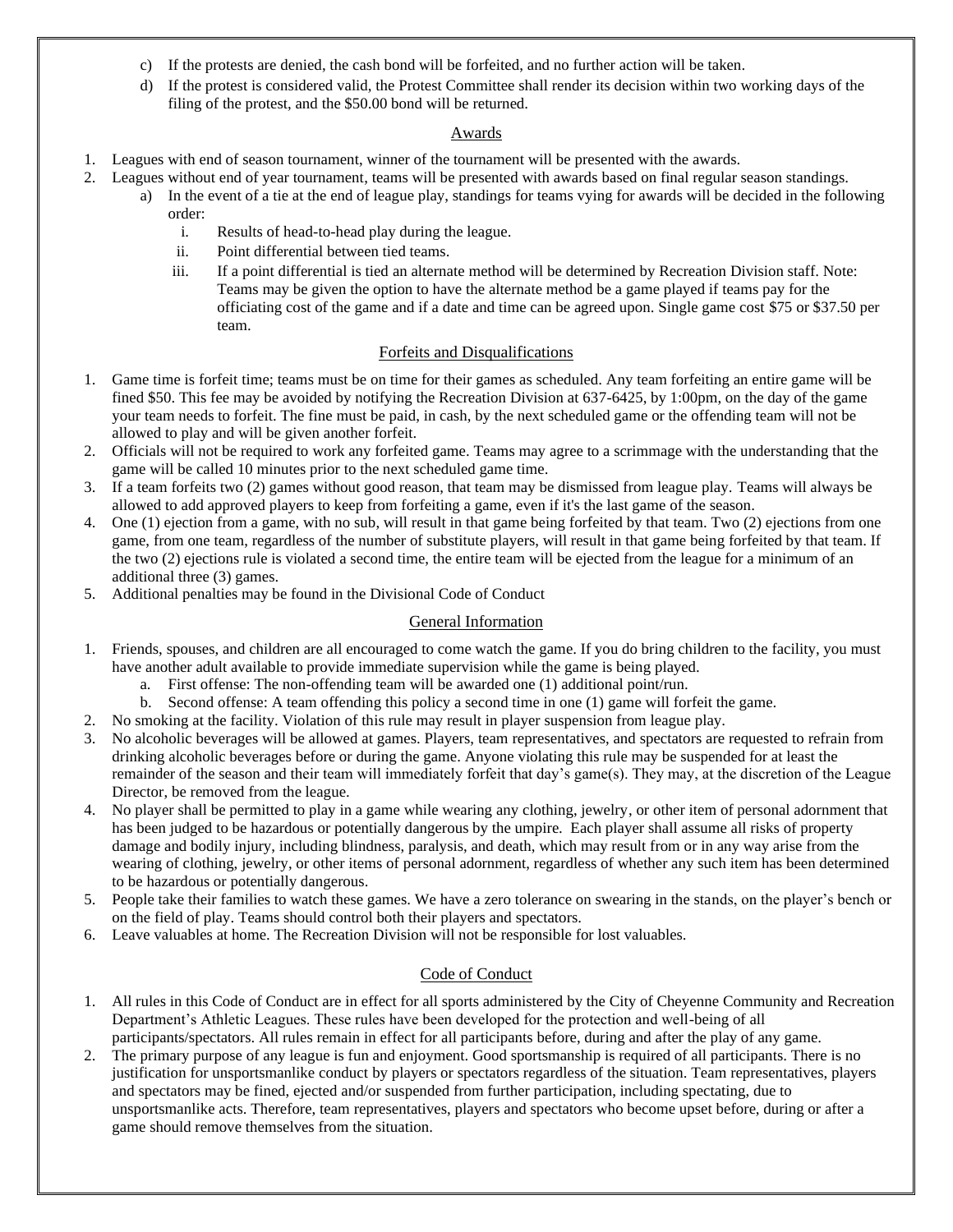c) If the protests are denied, the cash bond will be forfeited, and no further action will be taken.
d) If the protest is considered valid, the Protest Committee shall render its decision within two working days of the filing of the protest, and the $50.00 bond will be returned.

## Awards

1. Leagues with end of season tournament, winner of the tournament will be presented with the awards.
2. Leagues without end of year tournament, teams will be presented with awards based on final regular season standings.
   a) In the event of a tie at the end of league play, standings for teams vying for awards will be decided in the following order:
      i. Results of head-to-head play during the league.
      ii. Point differential between tied teams.
      iii. If a point differential is tied an alternate method will be determined by Recreation Division staff. Note: Teams may be given the option to have the alternate method be a game played if teams pay for the officiating cost of the game and if a date and time can be agreed upon. Single game cost $75 or $37.50 per team.

## Forfeits and Disqualifications

1. Game time is forfeit time; teams must be on time for their games as scheduled. Any team forfeiting an entire game will be fined $50. This fee may be avoided by notifying the Recreation Division at 637-6425, by 1:00pm, on the day of the game your team needs to forfeit. The fine must be paid, in cash, by the next scheduled game or the offending team will not be allowed to play and will be given another forfeit.
2. Officials will not be required to work any forfeited game. Teams may agree to a scrimmage with the understanding that the game will be called 10 minutes prior to the next scheduled game time.
3. If a team forfeits two (2) games without good reason, that team may be dismissed from league play. Teams will always be allowed to add approved players to keep from forfeiting a game, even if it's the last game of the season.
4. One (1) ejection from a game, with no sub, will result in that game being forfeited by that team. Two (2) ejections from one game, from one team, regardless of the number of substitute players, will result in that game being forfeited by that team. If the two (2) ejections rule is violated a second time, the entire team will be ejected from the league for a minimum of an additional three (3) games.
5. Additional penalties may be found in the Divisional Code of Conduct

## General Information

1. Friends, spouses, and children are all encouraged to come watch the game. If you do bring children to the facility, you must have another adult available to provide immediate supervision while the game is being played.
   a. First offense: The non-offending team will be awarded one (1) additional point/run.
   b. Second offense: A team offending this policy a second time in one (1) game will forfeit the game.
2. No smoking at the facility. Violation of this rule may result in player suspension from league play.
3. No alcoholic beverages will be allowed at games. Players, team representatives, and spectators are requested to refrain from drinking alcoholic beverages before or during the game. Anyone violating this rule may be suspended for at least the remainder of the season and their team will immediately forfeit that day's game(s). They may, at the discretion of the League Director, be removed from the league.
4. No player shall be permitted to play in a game while wearing any clothing, jewelry, or other item of personal adornment that has been judged to be hazardous or potentially dangerous by the umpire. Each player shall assume all risks of property damage and bodily injury, including blindness, paralysis, and death, which may result from or in any way arise from the wearing of clothing, jewelry, or other items of personal adornment, regardless of whether any such item has been determined to be hazardous or potentially dangerous.
5. People take their families to watch these games. We have a zero tolerance on swearing in the stands, on the player's bench or on the field of play. Teams should control both their players and spectators.
6. Leave valuables at home. The Recreation Division will not be responsible for lost valuables.

## Code of Conduct

1. All rules in this Code of Conduct are in effect for all sports administered by the City of Cheyenne Community and Recreation Department's Athletic Leagues. These rules have been developed for the protection and well-being of all participants/spectators. All rules remain in effect for all participants before, during and after the play of any game.
2. The primary purpose of any league is fun and enjoyment. Good sportsmanship is required of all participants. There is no justification for unsportsmanlike conduct by players or spectators regardless of the situation. Team representatives, players and spectators may be fined, ejected and/or suspended from further participation, including spectating, due to unsportsmanlike acts. Therefore, team representatives, players and spectators who become upset before, during or after a game should remove themselves from the situation.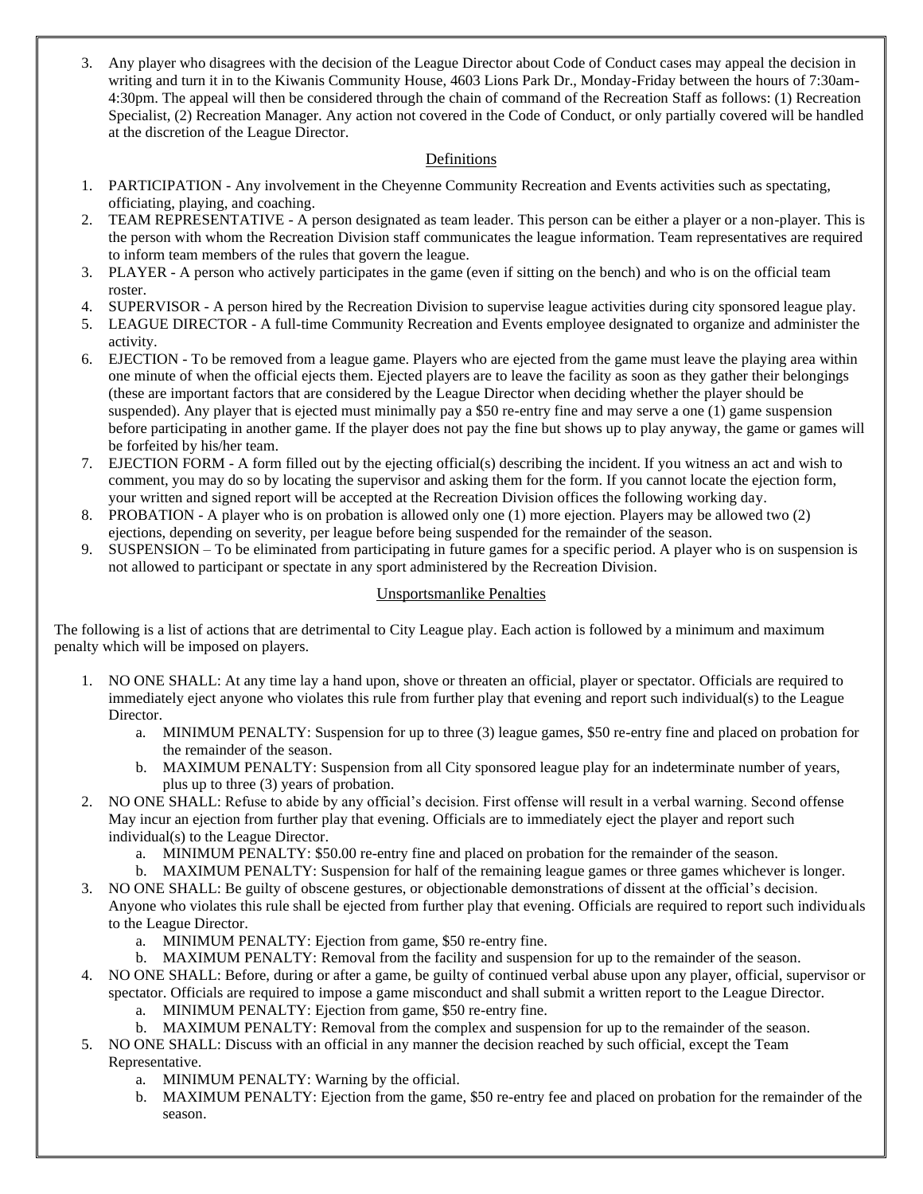3. Any player who disagrees with the decision of the League Director about Code of Conduct cases may appeal the decision in writing and turn it in to the Kiwanis Community House, 4603 Lions Park Dr., Monday-Friday between the hours of 7:30am-4:30pm. The appeal will then be considered through the chain of command of the Recreation Staff as follows: (1) Recreation Specialist, (2) Recreation Manager. Any action not covered in the Code of Conduct, or only partially covered will be handled at the discretion of the League Director.

## Definitions

1. PARTICIPATION - Any involvement in the Cheyenne Community Recreation and Events activities such as spectating, officiating, playing, and coaching.
2. TEAM REPRESENTATIVE - A person designated as team leader. This person can be either a player or a non-player. This is the person with whom the Recreation Division staff communicates the league information. Team representatives are required to inform team members of the rules that govern the league.
3. PLAYER - A person who actively participates in the game (even if sitting on the bench) and who is on the official team roster.
4. SUPERVISOR - A person hired by the Recreation Division to supervise league activities during city sponsored league play.
5. LEAGUE DIRECTOR - A full-time Community Recreation and Events employee designated to organize and administer the activity.
6. EJECTION - To be removed from a league game. Players who are ejected from the game must leave the playing area within one minute of when the official ejects them. Ejected players are to leave the facility as soon as they gather their belongings (these are important factors that are considered by the League Director when deciding whether the player should be suspended). Any player that is ejected must minimally pay a $50 re-entry fine and may serve a one (1) game suspension before participating in another game. If the player does not pay the fine but shows up to play anyway, the game or games will be forfeited by his/her team.
7. EJECTION FORM - A form filled out by the ejecting official(s) describing the incident. If you witness an act and wish to comment, you may do so by locating the supervisor and asking them for the form. If you cannot locate the ejection form, your written and signed report will be accepted at the Recreation Division offices the following working day.
8. PROBATION - A player who is on probation is allowed only one (1) more ejection. Players may be allowed two (2) ejections, depending on severity, per league before being suspended for the remainder of the season.
9. SUSPENSION – To be eliminated from participating in future games for a specific period. A player who is on suspension is not allowed to participant or spectate in any sport administered by the Recreation Division.

## Unsportsmanlike Penalties

The following is a list of actions that are detrimental to City League play. Each action is followed by a minimum and maximum penalty which will be imposed on players.

1. NO ONE SHALL: At any time lay a hand upon, shove or threaten an official, player or spectator. Officials are required to immediately eject anyone who violates this rule from further play that evening and report such individual(s) to the League Director.
    a. MINIMUM PENALTY: Suspension for up to three (3) league games, $50 re-entry fine and placed on probation for the remainder of the season.
    b. MAXIMUM PENALTY: Suspension from all City sponsored league play for an indeterminate number of years, plus up to three (3) years of probation.
2. NO ONE SHALL: Refuse to abide by any official's decision. First offense will result in a verbal warning. Second offense May incur an ejection from further play that evening. Officials are to immediately eject the player and report such individual(s) to the League Director.
    a. MINIMUM PENALTY: $50.00 re-entry fine and placed on probation for the remainder of the season.
    b. MAXIMUM PENALTY: Suspension for half of the remaining league games or three games whichever is longer.
3. NO ONE SHALL: Be guilty of obscene gestures, or objectionable demonstrations of dissent at the official's decision. Anyone who violates this rule shall be ejected from further play that evening. Officials are required to report such individuals to the League Director.
    a. MINIMUM PENALTY: Ejection from game, $50 re-entry fine.
    b. MAXIMUM PENALTY: Removal from the facility and suspension for up to the remainder of the season.
4. NO ONE SHALL: Before, during or after a game, be guilty of continued verbal abuse upon any player, official, supervisor or spectator. Officials are required to impose a game misconduct and shall submit a written report to the League Director.
    a. MINIMUM PENALTY: Ejection from game, $50 re-entry fine.
    b. MAXIMUM PENALTY: Removal from the complex and suspension for up to the remainder of the season.
5. NO ONE SHALL: Discuss with an official in any manner the decision reached by such official, except the Team Representative.
    a. MINIMUM PENALTY: Warning by the official.
    b. MAXIMUM PENALTY: Ejection from the game, $50 re-entry fee and placed on probation for the remainder of the season.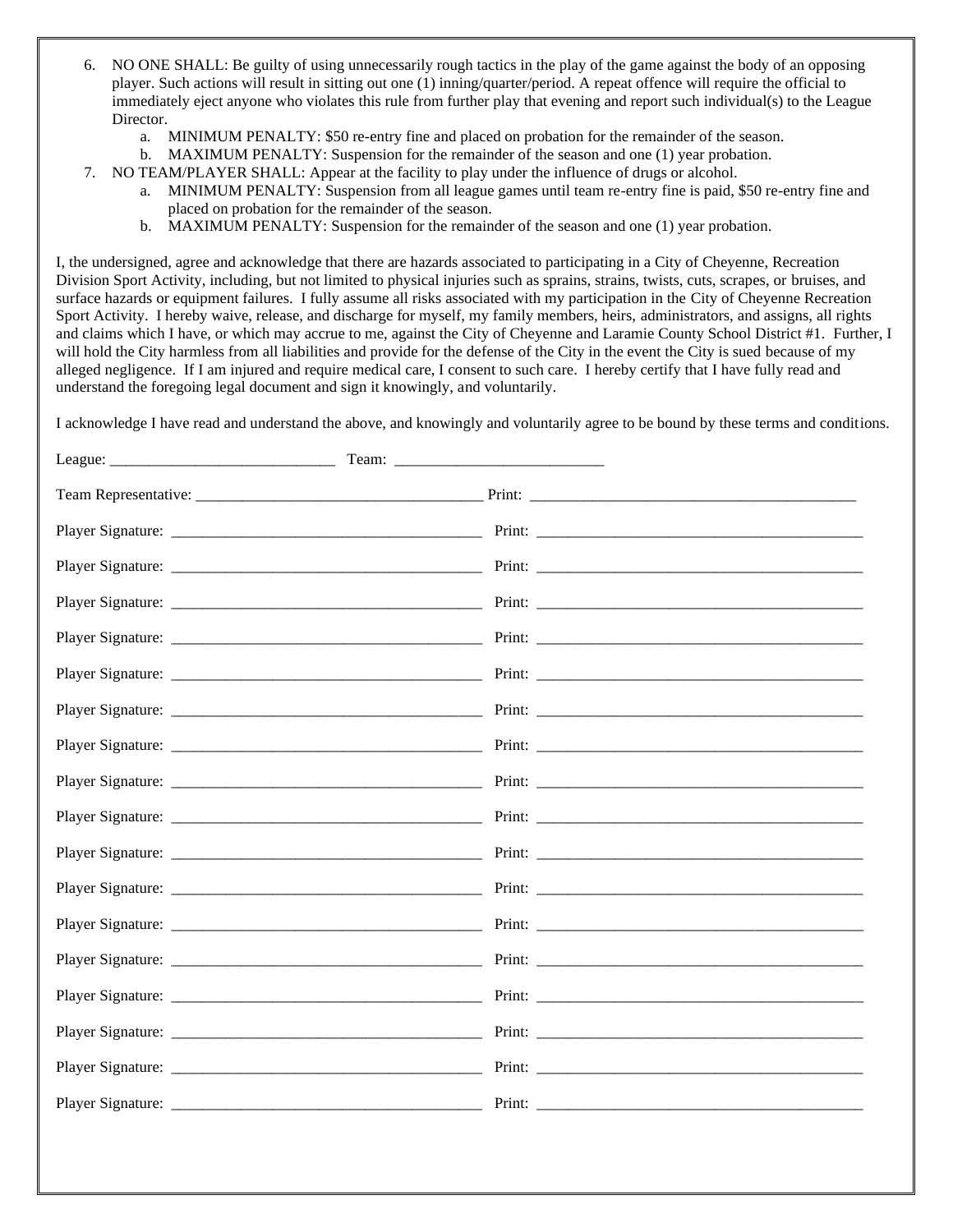6. NO ONE SHALL: Be guilty of using unnecessarily rough tactics in the play of the game against the body of an opposing player. Such actions will result in sitting out one (1) inning/quarter/period. A repeat offence will require the official to immediately eject anyone who violates this rule from further play that evening and report such individual(s) to the League Director.
   a. MINIMUM PENALTY: $50 re-entry fine and placed on probation for the remainder of the season.
   b. MAXIMUM PENALTY: Suspension for the remainder of the season and one (1) year probation.
7. NO TEAM/PLAYER SHALL: Appear at the facility to play under the influence of drugs or alcohol.
   a. MINIMUM PENALTY: Suspension from all league games until team re-entry fine is paid, $50 re-entry fine and placed on probation for the remainder of the season.
   b. MAXIMUM PENALTY: Suspension for the remainder of the season and one (1) year probation.

I, the undersigned, agree and acknowledge that there are hazards associated to participating in a City of Cheyenne, Recreation Division Sport Activity, including, but not limited to physical injuries such as sprains, strains, twists, cuts, scrapes, or bruises, and surface hazards or equipment failures. I fully assume all risks associated with my participation in the City of Cheyenne Recreation Sport Activity. I hereby waive, release, and discharge for myself, my family members, heirs, administrators, and assigns, all rights and claims which I have, or which may accrue to me, against the City of Cheyenne and Laramie County School District #1. Further, I will hold the City harmless from all liabilities and provide for the defense of the City in the event the City is sued because of my alleged negligence. If I am injured and require medical care, I consent to such care. I hereby certify that I have fully read and understand the foregoing legal document and sign it knowingly, and voluntarily.

I acknowledge I have read and understand the above, and knowingly and voluntarily agree to be bound by these terms and conditions.

League: ____________________________ Team: __________________________

Team Representative: ______________________________________ Print: ___________________________________________

Player Signature: ________________________________________ Print: ___________________________________________

Player Signature: ________________________________________ Print: ___________________________________________

Player Signature: ________________________________________ Print: ___________________________________________

Player Signature: ________________________________________ Print: ___________________________________________

Player Signature: ________________________________________ Print: ___________________________________________

Player Signature: ________________________________________ Print: ___________________________________________

Player Signature: ________________________________________ Print: ___________________________________________

Player Signature: ________________________________________ Print: ___________________________________________

Player Signature: ________________________________________ Print: ___________________________________________

Player Signature: ________________________________________ Print: ___________________________________________

Player Signature: ________________________________________ Print: ___________________________________________

Player Signature: ________________________________________ Print: ___________________________________________

Player Signature: ________________________________________ Print: ___________________________________________

Player Signature: ________________________________________ Print: ___________________________________________

Player Signature: ________________________________________ Print: ___________________________________________

Player Signature: ________________________________________ Print: ___________________________________________

Player Signature: ________________________________________ Print: ___________________________________________